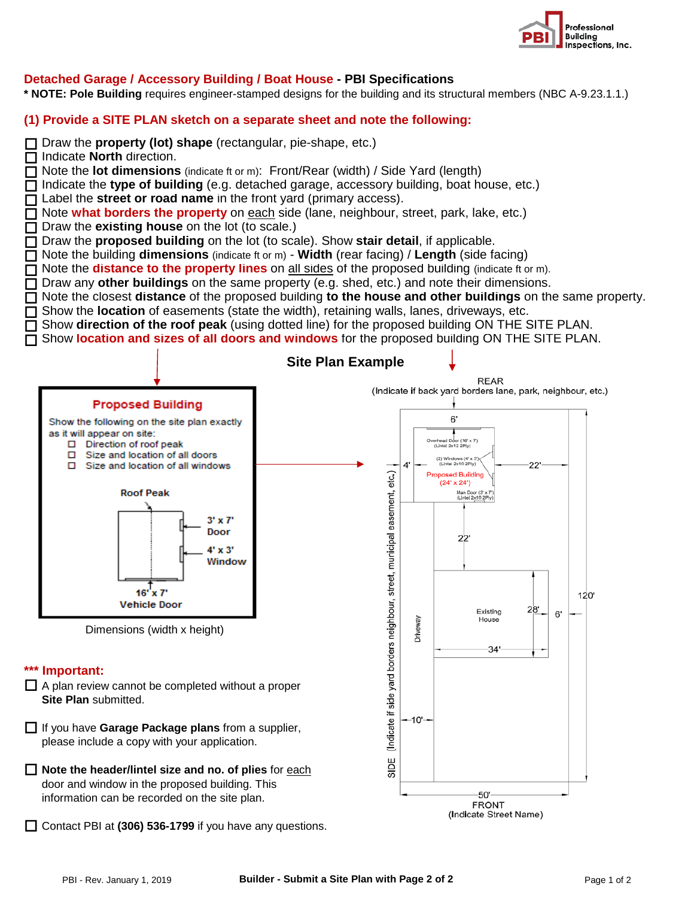Professional Building Inspections, Inc.

## Detached Garage / Accessory Building / Boat House - PBI Specifications

**\* NOTE: Pole Building** requires engineer-stamped designs for the building and its structural members (NBC A-9.23.1.1.)

### (1) Provide a SITE PLAN sketch on a separate sheet and note the following:

- ☐ Draw the **property (lot) shape** (rectangular, pie-shape, etc.)
- ☐ Indicate **North** direction.
- ☐ Note the **lot dimensions** (indicate ft or m): Front/Rear (width) / Side Yard (length)
- ☐ Indicate the **type of building** (e.g. detached garage, accessory building, boat house, etc.)
- ☐ Label the **street or road name** in the front yard (primary access).
- ☐ Note **what borders the property** on each side (lane, neighbour, street, park, lake, etc.)
- ☐ Draw the **existing house** on the lot (to scale.)
- ☐ Draw the **proposed building** on the lot (to scale). Show **stair detail**, if applicable.
- ☐ Note the building **dimensions** (indicate ft or m) - **Width** (rear facing) / **Length** (side facing)
- ☐ Note the **distance to the property lines** on all sides of the proposed building (indicate ft or m).
- ☐ Draw any **other buildings** on the same property (e.g. shed, etc.) and note their dimensions.
- ☐ Note the closest **distance** of the proposed building **to the house and other buildings** on the same property.
- ☐ Show the **location** of easements (state the width), retaining walls, lanes, driveways, etc.
- ☐ Show **direction of the roof peak** (using dotted line) for the proposed building ON THE SITE PLAN.
- ☐ Show **location and sizes of all doors and windows** for the proposed building ON THE SITE PLAN.

### Site Plan Example

**Proposed Building**

Show the following on the site plan exactly as it will appear on site:

- ☐ Direction of roof peak
- ☐ Size and location of all doors
- ☐ Size and location of all windows

Roof Peak

3' x 7' Door

4' x 3' Window

16' x 7' Vehicle Door

Dimensions (width x height)

REAR (Indicate if back yard borders lane, park, neighbour, etc.)

6'

Overhead Door (16' x 7') (Lintel 2x12 2Ply)

(2) Windows (4' x 3') (Lintel 2x10 2Ply)

4'

22'

Proposed Building (24' x 24')

Man Door (3' x 7') (Lintel 2x10 2Ply)

22'

Existing House

28'

6'

120'

34'

Driveway

10'

50'

SIDE (Indicate if side yard borders neighbour, street, municipal easement, etc.)

FRONT (Indicate Street Name)

### \*\*\* Important:

- ☐ A plan review cannot be completed without a proper **Site Plan** submitted.
- ☐ If you have **Garage Package plans** from a supplier, please include a copy with your application.
- ☐ **Note the header/lintel size and no. of plies** for each door and window in the proposed building. This information can be recorded on the site plan.
- ☐ Contact PBI at **(306) 536-1799** if you have any questions.

PBI - Rev. January 1, 2019

**Builder - Submit a Site Plan with Page 2 of 2**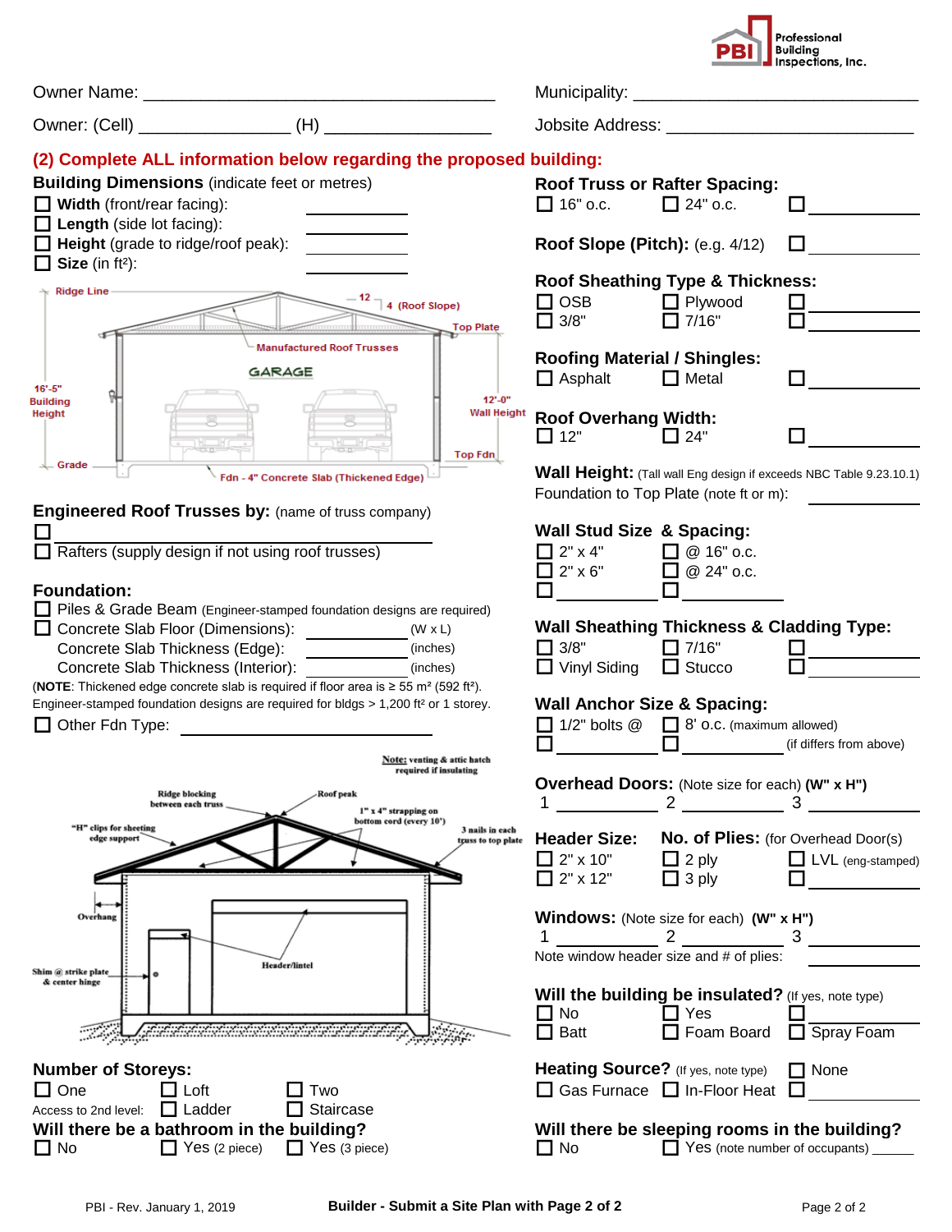Professional Building Inspections, Inc.

Owner Name: ________________________________ Municipality: ____________________________

Owner: (Cell) _______________ (H) _______________ Jobsite Address: ________________________

## (2) Complete ALL information below regarding the proposed building:

**Building Dimensions** (indicate feet or metres)

- ☐ **Width** (front/rear facing): __________
- ☐ **Length** (side lot facing): __________
- ☐ **Height** (grade to ridge/roof peak): __________
- ☐ **Size** (in ft²): __________

Ridge Line
12
4 (Roof Slope)
Top Plate
Manufactured Roof Trusses
GARAGE
16'-5" Building Height
12'-0" Wall Height
Top Fdn
Grade
Fdn - 4" Concrete Slab (Thickened Edge)

**Engineered Roof Trusses by:** (name of truss company)

☐ ________________________________

☐ Rafters (supply design if not using roof trusses)

**Foundation:**

☐ Piles & Grade Beam (Engineer-stamped foundation designs are required)

☐ Concrete Slab Floor (Dimensions): __________ (W x L)

Concrete Slab Thickness (Edge): __________ (inches)

Concrete Slab Thickness (Interior): __________ (inches)

(**NOTE**: Thickened edge concrete slab is required if floor area is ≥ 55 m² (592 ft²). Engineer-stamped foundation designs are required for bldgs > 1,200 ft² or 1 storey.

☐ Other Fdn Type: ____________________

Note: venting & attic hatch required if insulating
Ridge blocking between each truss
Roof peak
1" x 4" strapping on bottom cord (every 10')
"H" clips for sheeting edge support
3 nails in each truss to top plate
Overhang
Header/lintel
Shim @ strike plate & center hinge

**Number of Storeys:**

☐ One ☐ Loft ☐ Two

Access to 2nd level: ☐ Ladder ☐ Staircase

**Will there be a bathroom in the building?**

☐ No ☐ Yes (2 piece) ☐ Yes (3 piece)

**Roof Truss or Rafter Spacing:**

☐ 16" o.c. ☐ 24" o.c. ☐ __________

**Roof Slope (Pitch):** (e.g. 4/12) ☐ __________

**Roof Sheathing Type & Thickness:**

☐ OSB ☐ Plywood ☐ __________

☐ 3/8" ☐ 7/16" ☐ __________

**Roofing Material / Shingles:**

☐ Asphalt ☐ Metal ☐ __________

**Roof Overhang Width:**

☐ 12" ☐ 24" ☐ __________

**Wall Height:** (Tall wall Eng design if exceeds NBC Table 9.23.10.1)

Foundation to Top Plate (note ft or m): __________

**Wall Stud Size & Spacing:**

☐ 2" x 4" ☐ @ 16" o.c.

☐ 2" x 6" ☐ @ 24" o.c.

☐ __________ ☐ __________

**Wall Sheathing Thickness & Cladding Type:**

☐ 3/8" ☐ 7/16" ☐ __________

☐ Vinyl Siding ☐ Stucco ☐ __________

**Wall Anchor Size & Spacing:**

☐ 1/2" bolts @ ☐ 8' o.c. (maximum allowed)

☐ __________ ☐ __________ (if differs from above)

**Overhead Doors:** (Note size for each) **(W" x H")**

1 __________ 2 __________ 3 __________

**Header Size:** **No. of Plies:** (for Overhead Door(s)

☐ 2" x 10" ☐ 2 ply ☐ LVL (eng-stamped)

☐ 2" x 12" ☐ 3 ply ☐ __________

**Windows:** (Note size for each) **(W" x H")**

1 __________ 2 __________ 3 __________

Note window header size and # of plies: __________

**Will the building be insulated?** (If yes, note type)

☐ No ☐ Yes ☐ __________

☐ Batt ☐ Foam Board ☐ Spray Foam

**Heating Source?** (If yes, note type) ☐ None

☐ Gas Furnace ☐ In-Floor Heat ☐ __________

**Will there be sleeping rooms in the building?**

☐ No ☐ Yes (note number of occupants) ______

PBI - Rev. January 1, 2019

**Builder - Submit a Site Plan with Page 2 of 2**